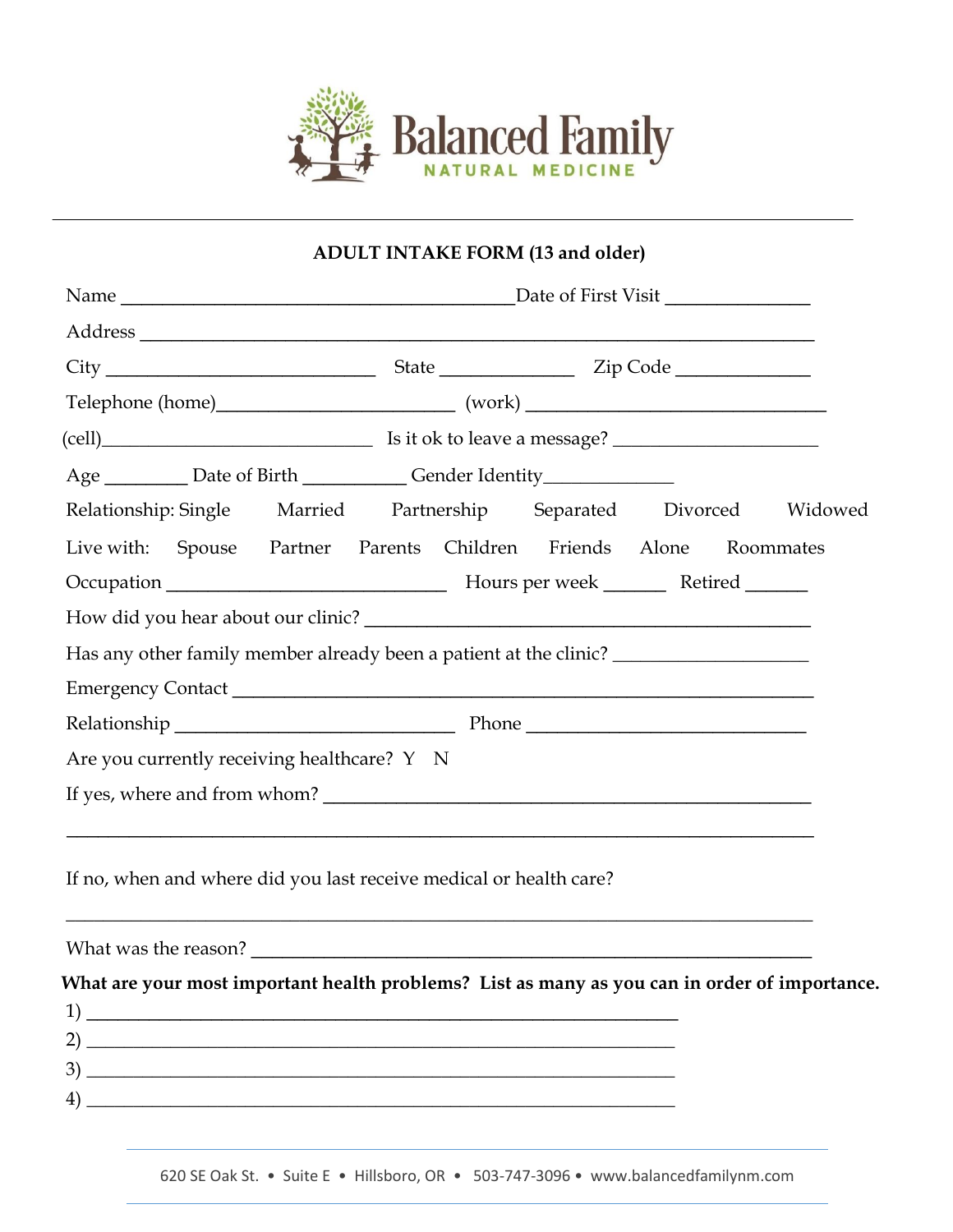Balanced Family

NATURAL MEDICINE

---

## ADULT INTAKE FORM (13 and older)

Name ________________________________________ Date of First Visit ______________

Address ______________________________________________________________________

City ___________________________ State _____________ Zip Code _____________

Telephone (home)_______________________ (work) ______________________________

(cell)___________________________ Is it ok to leave a message? ____________________

Age ________ Date of Birth __________ Gender Identity_____________

Relationship: Single  Married  Partnership  Separated  Divorced  Widowed

Live with:  Spouse  Partner  Parents  Children  Friends  Alone  Roommates

Occupation ____________________________ Hours per week ______ Retired ______

How did you hear about our clinic? _____________________________________________

Has any other family member already been a patient at the clinic? ___________________

Emergency Contact ____________________________________________________________

Relationship ____________________________ Phone ____________________________

Are you currently receiving healthcare? Y  N

If yes, where and from whom? ____________________________________________________

________________________________________________________________________________

If no, when and where did you last receive medical or health care?

________________________________________________________________________________

What was the reason? ___________________________________________________________

**What are your most important health problems? List as many as you can in order of importance.**

1) ____________________________________________________________

2) ____________________________________________________________

3) ____________________________________________________________

4) ____________________________________________________________

620 SE Oak St. • Suite E • Hillsboro, OR • 503-747-3096 • www.balancedfamilynm.com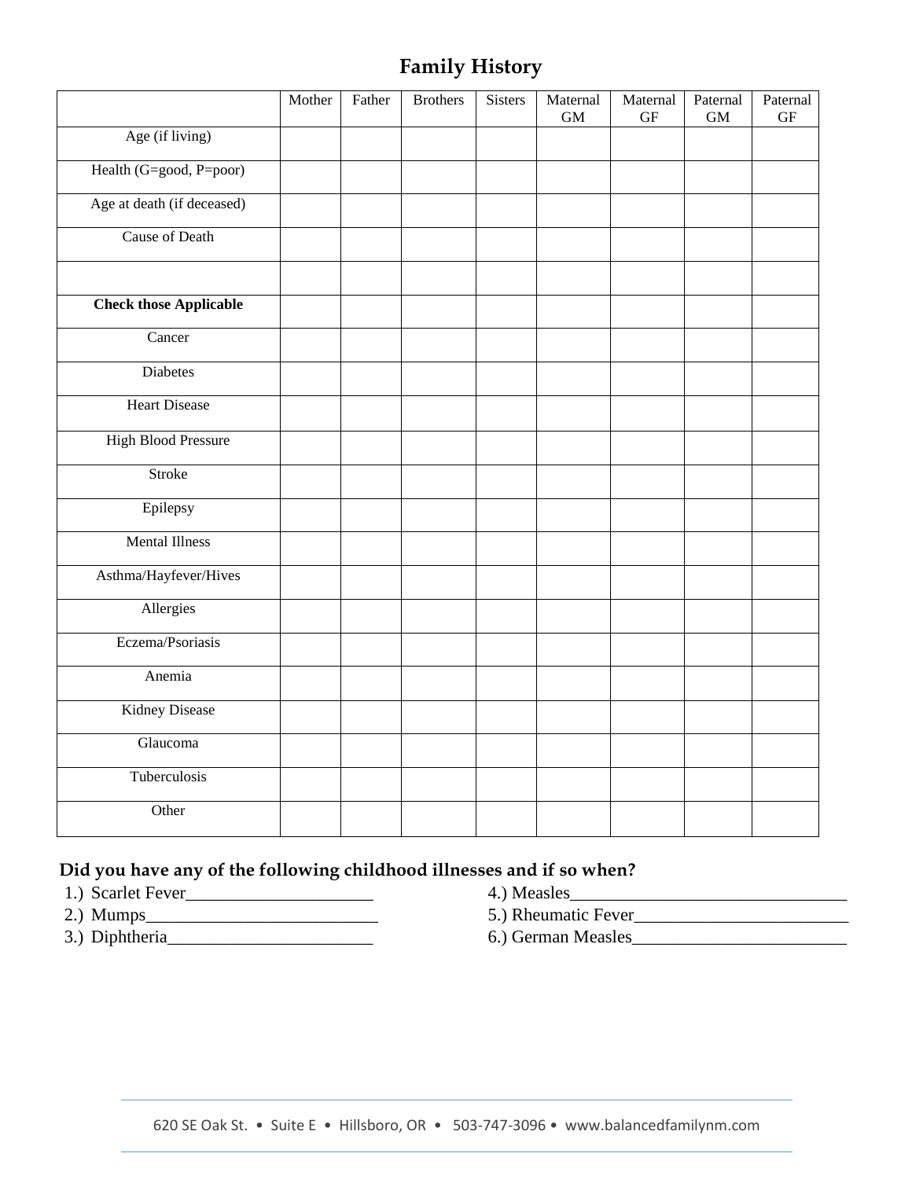## Family History

| | Mother | Father | Brothers | Sisters | Maternal GM | Maternal GF | Paternal GM | Paternal GF |
|---|---|---|---|---|---|---|---|---|
| Age (if living) | | | | | | | | |
| Health (G=good, P=poor) | | | | | | | | |
| Age at death (if deceased) | | | | | | | | |
| Cause of Death | | | | | | | | |
| | | | | | | | | |
| **Check those Applicable** | | | | | | | | |
| Cancer | | | | | | | | |
| Diabetes | | | | | | | | |
| Heart Disease | | | | | | | | |
| High Blood Pressure | | | | | | | | |
| Stroke | | | | | | | | |
| Epilepsy | | | | | | | | |
| Mental Illness | | | | | | | | |
| Asthma/Hayfever/Hives | | | | | | | | |
| Allergies | | | | | | | | |
| Eczema/Psoriasis | | | | | | | | |
| Anemia | | | | | | | | |
| Kidney Disease | | | | | | | | |
| Glaucoma | | | | | | | | |
| Tuberculosis | | | | | | | | |
| Other | | | | | | | | |

**Did you have any of the following childhood illnesses and if so when?**

1.) Scarlet Fever____________________

2.) Mumps_________________________

3.) Diphtheria______________________

4.) Measles______________________________

5.) Rheumatic Fever_______________________

6.) German Measles_______________________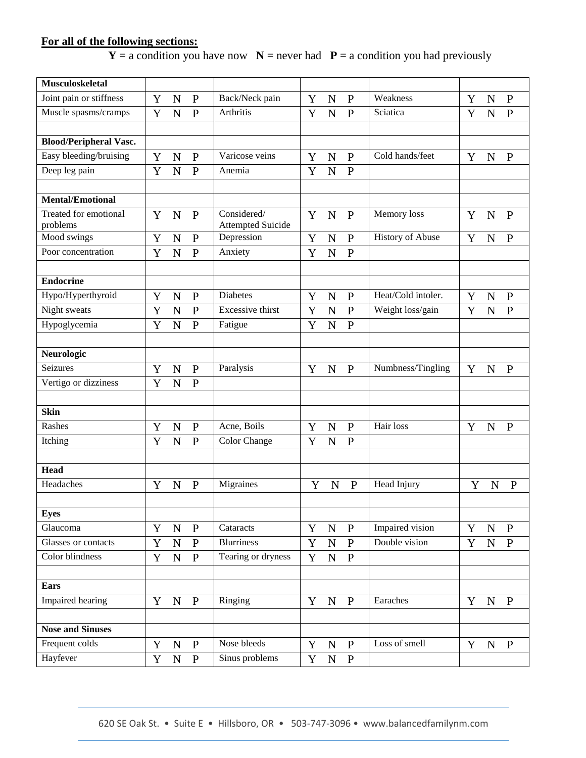**For all of the following sections:**

**Y** = a condition you have now **N** = never had **P** = a condition you had previously

| **Musculoskeletal** | | | | | |
|---|---|---|---|---|---|
| Joint pain or stiffness | Y N P | Back/Neck pain | Y N P | Weakness | Y N P |
| Muscle spasms/cramps | Y N P | Arthritis | Y N P | Sciatica | Y N P |
| | | | | | |
| **Blood/Peripheral Vasc.** | | | | | |
| Easy bleeding/bruising | Y N P | Varicose veins | Y N P | Cold hands/feet | Y N P |
| Deep leg pain | Y N P | Anemia | Y N P | | |
| | | | | | |
| **Mental/Emotional** | | | | | |
| Treated for emotional problems | Y N P | Considered/ Attempted Suicide | Y N P | Memory loss | Y N P |
| Mood swings | Y N P | Depression | Y N P | History of Abuse | Y N P |
| Poor concentration | Y N P | Anxiety | Y N P | | |
| | | | | | |
| **Endocrine** | | | | | |
| Hypo/Hyperthyroid | Y N P | Diabetes | Y N P | Heat/Cold intoler. | Y N P |
| Night sweats | Y N P | Excessive thirst | Y N P | Weight loss/gain | Y N P |
| Hypoglycemia | Y N P | Fatigue | Y N P | | |
| | | | | | |
| **Neurologic** | | | | | |
| Seizures | Y N P | Paralysis | Y N P | Numbness/Tingling | Y N P |
| Vertigo or dizziness | Y N P | | | | |
| | | | | | |
| **Skin** | | | | | |
| Rashes | Y N P | Acne, Boils | Y N P | Hair loss | Y N P |
| Itching | Y N P | Color Change | Y N P | | |
| | | | | | |
| **Head** | | | | | |
| Headaches | Y N P | Migraines | Y N P | Head Injury | Y N P |
| | | | | | |
| **Eyes** | | | | | |
| Glaucoma | Y N P | Cataracts | Y N P | Impaired vision | Y N P |
| Glasses or contacts | Y N P | Blurriness | Y N P | Double vision | Y N P |
| Color blindness | Y N P | Tearing or dryness | Y N P | | |
| | | | | | |
| **Ears** | | | | | |
| Impaired hearing | Y N P | Ringing | Y N P | Earaches | Y N P |
| | | | | | |
| **Nose and Sinuses** | | | | | |
| Frequent colds | Y N P | Nose bleeds | Y N P | Loss of smell | Y N P |
| Hayfever | Y N P | Sinus problems | Y N P | | |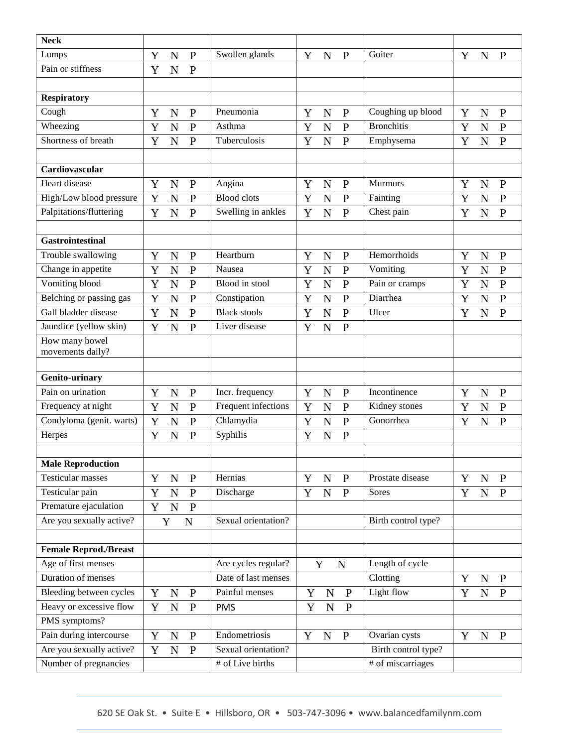| Neck | | | | | |
|---|---|---|---|---|---|
| Lumps | Y N P | Swollen glands | Y N P | Goiter | Y N P |
| Pain or stiffness | Y N P | | | | |
| | | | | | |
| **Respiratory** | | | | | |
| Cough | Y N P | Pneumonia | Y N P | Coughing up blood | Y N P |
| Wheezing | Y N P | Asthma | Y N P | Bronchitis | Y N P |
| Shortness of breath | Y N P | Tuberculosis | Y N P | Emphysema | Y N P |
| | | | | | |
| **Cardiovascular** | | | | | |
| Heart disease | Y N P | Angina | Y N P | Murmurs | Y N P |
| High/Low blood pressure | Y N P | Blood clots | Y N P | Fainting | Y N P |
| Palpitations/fluttering | Y N P | Swelling in ankles | Y N P | Chest pain | Y N P |
| | | | | | |
| **Gastrointestinal** | | | | | |
| Trouble swallowing | Y N P | Heartburn | Y N P | Hemorrhoids | Y N P |
| Change in appetite | Y N P | Nausea | Y N P | Vomiting | Y N P |
| Vomiting blood | Y N P | Blood in stool | Y N P | Pain or cramps | Y N P |
| Belching or passing gas | Y N P | Constipation | Y N P | Diarrhea | Y N P |
| Gall bladder disease | Y N P | Black stools | Y N P | Ulcer | Y N P |
| Jaundice (yellow skin) | Y N P | Liver disease | Y N P | | |
| How many bowel movements daily? | | | | | |
| | | | | | |
| **Genito-urinary** | | | | | |
| Pain on urination | Y N P | Incr. frequency | Y N P | Incontinence | Y N P |
| Frequency at night | Y N P | Frequent infections | Y N P | Kidney stones | Y N P |
| Condyloma (genit. warts) | Y N P | Chlamydia | Y N P | Gonorrhea | Y N P |
| Herpes | Y N P | Syphilis | Y N P | | |
| | | | | | |
| **Male Reproduction** | | | | | |
| Testicular masses | Y N P | Hernias | Y N P | Prostate disease | Y N P |
| Testicular pain | Y N P | Discharge | Y N P | Sores | Y N P |
| Premature ejaculation | Y N P | | | | |
| Are you sexually active? | Y N | Sexual orientation? | | Birth control type? | |
| | | | | | |
| **Female Reprod./Breast** | | | | | |
| Age of first menses | | Are cycles regular? | Y N | Length of cycle | |
| Duration of menses | | Date of last menses | | Clotting | Y N P |
| Bleeding between cycles | Y N P | Painful menses | Y N P | Light flow | Y N P |
| Heavy or excessive flow | Y N P | PMS | Y N P | | |
| PMS symptoms? | | | | | |
| Pain during intercourse | Y N P | Endometriosis | Y N P | Ovarian cysts | Y N P |
| Are you sexually active? | Y N P | Sexual orientation? | | Birth control type? | |
| Number of pregnancies | | # of Live births | | # of miscarriages | |

620 SE Oak St. • Suite E • Hillsboro, OR • 503-747-3096 • www.balancedfamilynm.com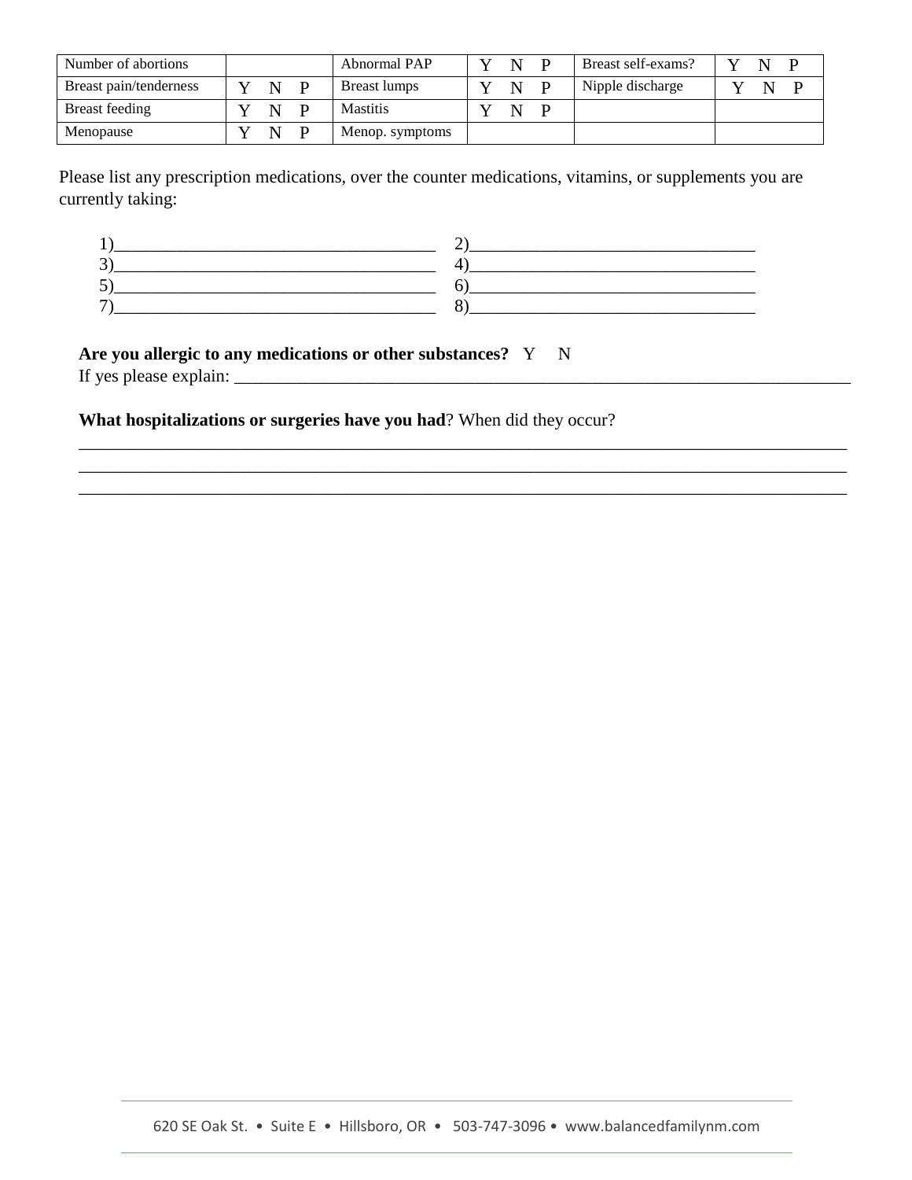| | | | | | |
|---|---|---|---|---|---|
| Number of abortions | | Abnormal PAP | Y N P | Breast self-exams? | Y N P |
| Breast pain/tenderness | Y N P | Breast lumps | Y N P | Nipple discharge | Y N P |
| Breast feeding | Y N P | Mastitis | Y N P | | |
| Menopause | Y N P | Menop. symptoms | | | |

Please list any prescription medications, over the counter medications, vitamins, or supplements you are currently taking:

1)_____________________________________ 2)_________________________________
3)_____________________________________ 4)_________________________________
5)_____________________________________ 6)_________________________________
7)_____________________________________ 8)_________________________________

**Are you allergic to any medications or other substances?** Y N
If yes please explain: ___________________________________________________________________________

**What hospitalizations or surgeries have you had**? When did they occur?
_____________________________________________________________________________________________
_____________________________________________________________________________________________
_____________________________________________________________________________________________

620 SE Oak St. • Suite E • Hillsboro, OR • 503-747-3096 • www.balancedfamilynm.com